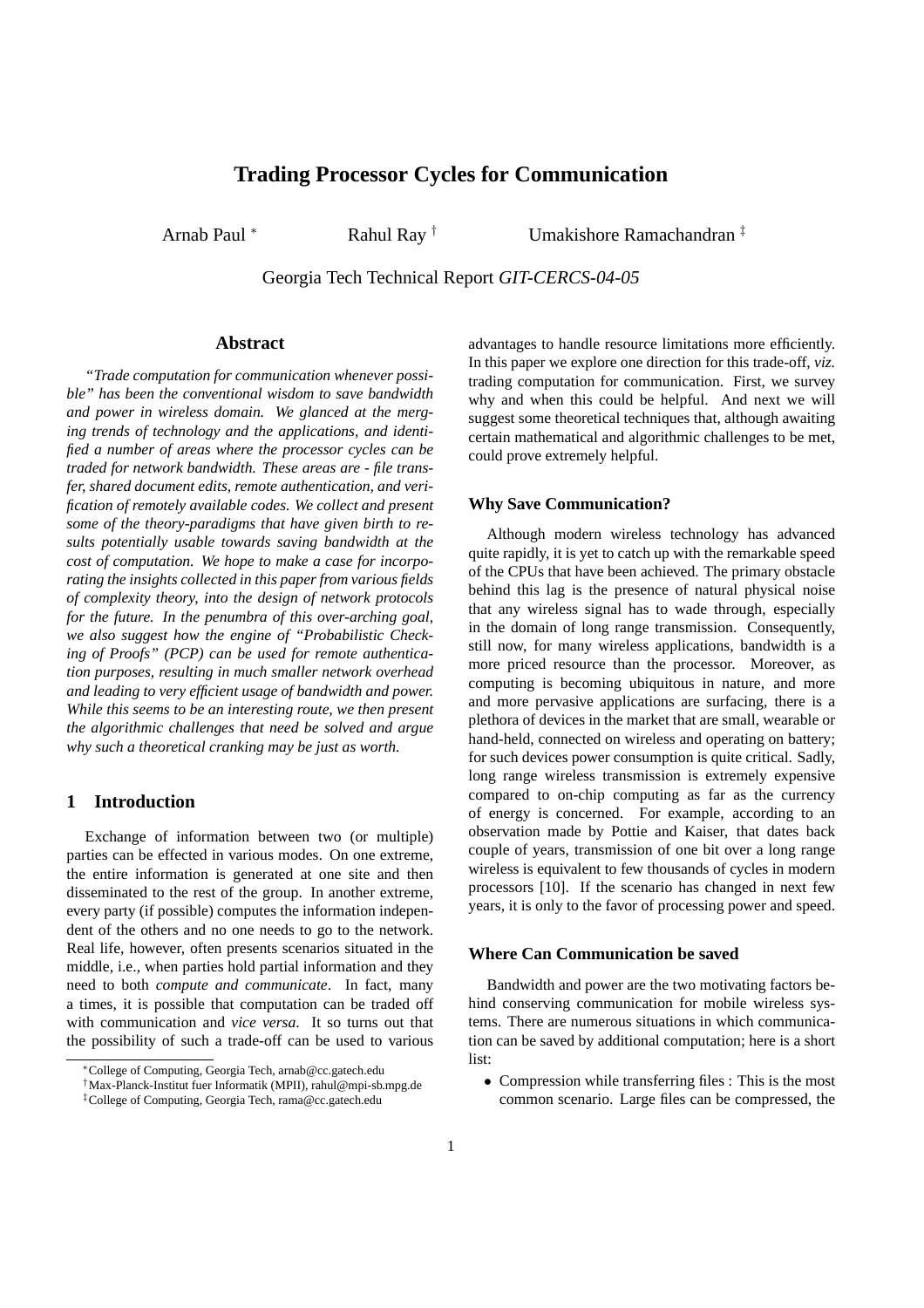# Trading Processor Cycles for Communication

Arnab Paul [*] Rahul Ray [†] Umakishore Ramachandran [‡]

Georgia Tech Technical Report *GIT-CERCS-04-05*

## Abstract

*"Trade computation for communication whenever possible" has been the conventional wisdom to save bandwidth and power in wireless domain. We glanced at the merging trends of technology and the applications, and identified a number of areas where the processor cycles can be traded for network bandwidth. These areas are - file transfer, shared document edits, remote authentication, and verification of remotely available codes. We collect and present some of the theory-paradigms that have given birth to results potentially usable towards saving bandwidth at the cost of computation. We hope to make a case for incorporating the insights collected in this paper from various fields of complexity theory, into the design of network protocols for the future. In the penumbra of this over-arching goal, we also suggest how the engine of "Probabilistic Checking of Proofs" (PCP) can be used for remote authentication purposes, resulting in much smaller network overhead and leading to very efficient usage of bandwidth and power. While this seems to be an interesting route, we then present the algorithmic challenges that need be solved and argue why such a theoretical cranking may be just as worth.*

## 1 Introduction

Exchange of information between two (or multiple) parties can be effected in various modes. On one extreme, the entire information is generated at one site and then disseminated to the rest of the group. In another extreme, every party (if possible) computes the information independent of the others and no one needs to go to the network. Real life, however, often presents scenarios situated in the middle, i.e., when parties hold partial information and they need to both *compute and communicate*. In fact, many a times, it is possible that computation can be traded off with communication and *vice versa*. It so turns out that the possibility of such a trade-off can be used to various advantages to handle resource limitations more efficiently. In this paper we explore one direction for this trade-off, *viz.* trading computation for communication. First, we survey why and when this could be helpful. And next we will suggest some theoretical techniques that, although awaiting certain mathematical and algorithmic challenges to be met, could prove extremely helpful.

### Why Save Communication?

Although modern wireless technology has advanced quite rapidly, it is yet to catch up with the remarkable speed of the CPUs that have been achieved. The primary obstacle behind this lag is the presence of natural physical noise that any wireless signal has to wade through, especially in the domain of long range transmission. Consequently, still now, for many wireless applications, bandwidth is a more priced resource than the processor. Moreover, as computing is becoming ubiquitous in nature, and more and more pervasive applications are surfacing, there is a plethora of devices in the market that are small, wearable or hand-held, connected on wireless and operating on battery; for such devices power consumption is quite critical. Sadly, long range wireless transmission is extremely expensive compared to on-chip computing as far as the currency of energy is concerned. For example, according to an observation made by Pottie and Kaiser, that dates back couple of years, transmission of one bit over a long range wireless is equivalent to few thousands of cycles in modern processors [10]. If the scenario has changed in next few years, it is only to the favor of processing power and speed.

### Where Can Communication be saved

Bandwidth and power are the two motivating factors behind conserving communication for mobile wireless systems. There are numerous situations in which communication can be saved by additional computation; here is a short list:

- Compression while transferring files : This is the most common scenario. Large files can be compressed, the

[*] College of Computing, Georgia Tech, arnab@cc.gatech.edu
[†] Max-Planck-Institut fuer Informatik (MPII), rahul@mpi-sb.mpg.de
[‡] College of Computing, Georgia Tech, rama@cc.gatech.edu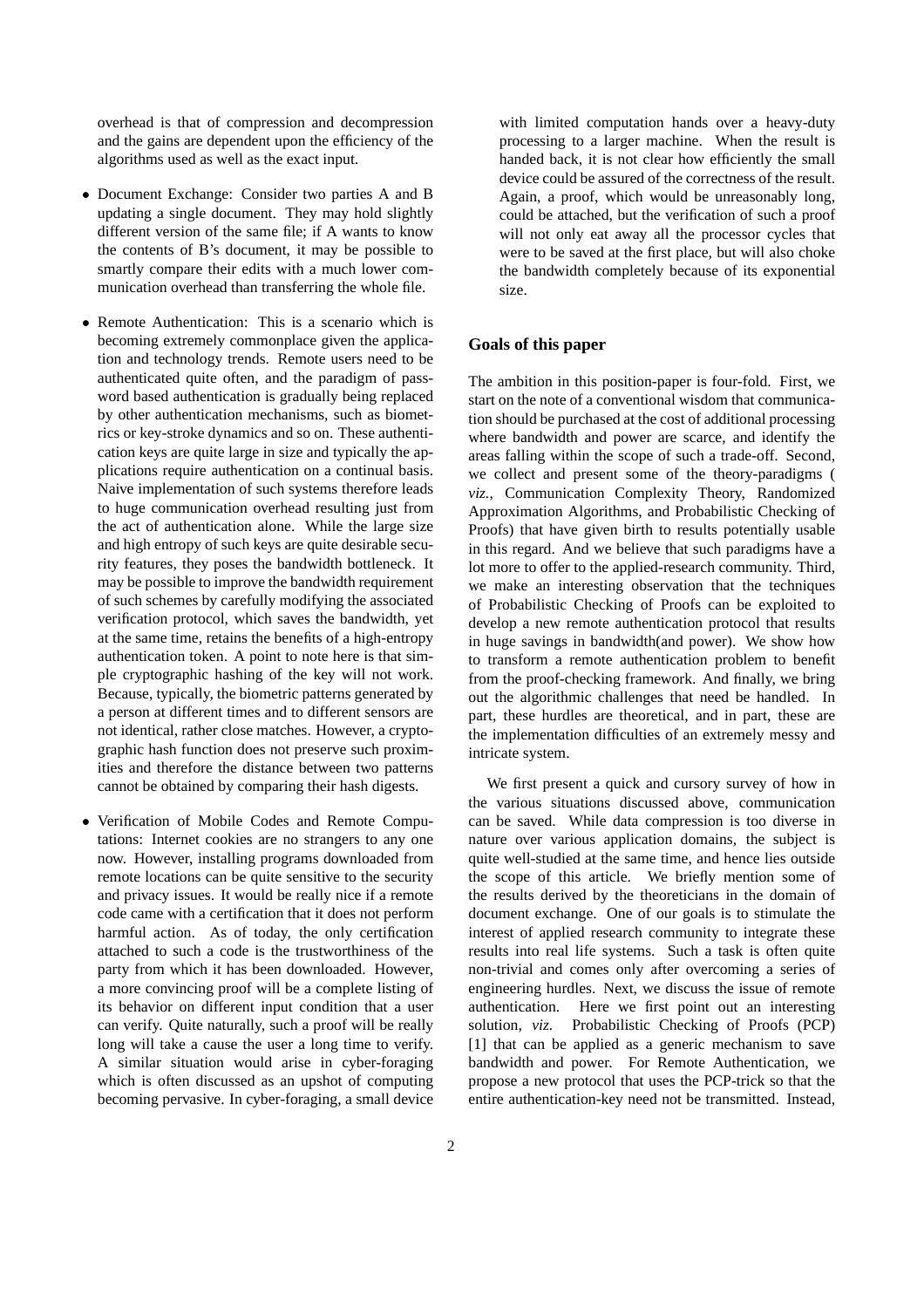overhead is that of compression and decompression and the gains are dependent upon the efficiency of the algorithms used as well as the exact input.

- Document Exchange: Consider two parties A and B updating a single document. They may hold slightly different version of the same file; if A wants to know the contents of B's document, it may be possible to smartly compare their edits with a much lower communication overhead than transferring the whole file.
- Remote Authentication: This is a scenario which is becoming extremely commonplace given the application and technology trends. Remote users need to be authenticated quite often, and the paradigm of password based authentication is gradually being replaced by other authentication mechanisms, such as biometrics or key-stroke dynamics and so on. These authentication keys are quite large in size and typically the applications require authentication on a continual basis. Naive implementation of such systems therefore leads to huge communication overhead resulting just from the act of authentication alone. While the large size and high entropy of such keys are quite desirable security features, they poses the bandwidth bottleneck. It may be possible to improve the bandwidth requirement of such schemes by carefully modifying the associated verification protocol, which saves the bandwidth, yet at the same time, retains the benefits of a high-entropy authentication token. A point to note here is that simple cryptographic hashing of the key will not work. Because, typically, the biometric patterns generated by a person at different times and to different sensors are not identical, rather close matches. However, a cryptographic hash function does not preserve such proximities and therefore the distance between two patterns cannot be obtained by comparing their hash digests.
- Verification of Mobile Codes and Remote Computations: Internet cookies are no strangers to any one now. However, installing programs downloaded from remote locations can be quite sensitive to the security and privacy issues. It would be really nice if a remote code came with a certification that it does not perform harmful action. As of today, the only certification attached to such a code is the trustworthiness of the party from which it has been downloaded. However, a more convincing proof will be a complete listing of its behavior on different input condition that a user can verify. Quite naturally, such a proof will be really long will take a cause the user a long time to verify. A similar situation would arise in cyber-foraging which is often discussed as an upshot of computing becoming pervasive. In cyber-foraging, a small device with limited computation hands over a heavy-duty processing to a larger machine. When the result is handed back, it is not clear how efficiently the small device could be assured of the correctness of the result. Again, a proof, which would be unreasonably long, could be attached, but the verification of such a proof will not only eat away all the processor cycles that were to be saved at the first place, but will also choke the bandwidth completely because of its exponential size.

### Goals of this paper

The ambition in this position-paper is four-fold. First, we start on the note of a conventional wisdom that communication should be purchased at the cost of additional processing where bandwidth and power are scarce, and identify the areas falling within the scope of such a trade-off. Second, we collect and present some of the theory-paradigms ( *viz.*, Communication Complexity Theory, Randomized Approximation Algorithms, and Probabilistic Checking of Proofs) that have given birth to results potentially usable in this regard. And we believe that such paradigms have a lot more to offer to the applied-research community. Third, we make an interesting observation that the techniques of Probabilistic Checking of Proofs can be exploited to develop a new remote authentication protocol that results in huge savings in bandwidth(and power). We show how to transform a remote authentication problem to benefit from the proof-checking framework. And finally, we bring out the algorithmic challenges that need be handled. In part, these hurdles are theoretical, and in part, these are the implementation difficulties of an extremely messy and intricate system.

We first present a quick and cursory survey of how in the various situations discussed above, communication can be saved. While data compression is too diverse in nature over various application domains, the subject is quite well-studied at the same time, and hence lies outside the scope of this article. We briefly mention some of the results derived by the theoreticians in the domain of document exchange. One of our goals is to stimulate the interest of applied research community to integrate these results into real life systems. Such a task is often quite non-trivial and comes only after overcoming a series of engineering hurdles. Next, we discuss the issue of remote authentication. Here we first point out an interesting solution, *viz.* Probabilistic Checking of Proofs (PCP) [1] that can be applied as a generic mechanism to save bandwidth and power. For Remote Authentication, we propose a new protocol that uses the PCP-trick so that the entire authentication-key need not be transmitted. Instead,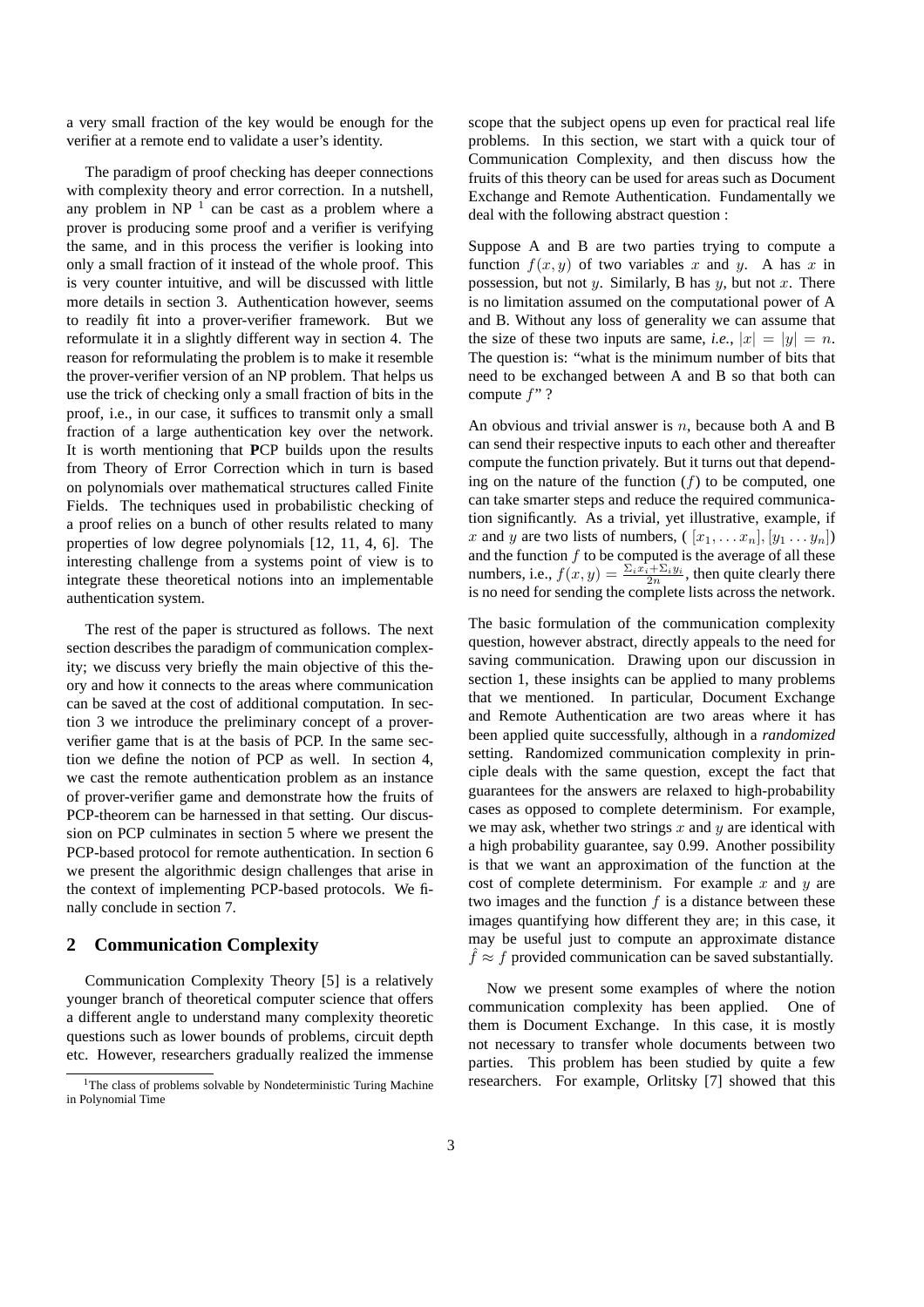a very small fraction of the key would be enough for the verifier at a remote end to validate a user's identity.

The paradigm of proof checking has deeper connections with complexity theory and error correction. In a nutshell, any problem in NP [1] can be cast as a problem where a prover is producing some proof and a verifier is verifying the same, and in this process the verifier is looking into only a small fraction of it instead of the whole proof. This is very counter intuitive, and will be discussed with little more details in section 3. Authentication however, seems to readily fit into a prover-verifier framework. But we reformulate it in a slightly different way in section 4. The reason for reformulating the problem is to make it resemble the prover-verifier version of an NP problem. That helps us use the trick of checking only a small fraction of bits in the proof, i.e., in our case, it suffices to transmit only a small fraction of a large authentication key over the network. It is worth mentioning that **P**CP builds upon the results from Theory of Error Correction which in turn is based on polynomials over mathematical structures called Finite Fields. The techniques used in probabilistic checking of a proof relies on a bunch of other results related to many properties of low degree polynomials [12, 11, 4, 6]. The interesting challenge from a systems point of view is to integrate these theoretical notions into an implementable authentication system.

The rest of the paper is structured as follows. The next section describes the paradigm of communication complexity; we discuss very briefly the main objective of this theory and how it connects to the areas where communication can be saved at the cost of additional computation. In section 3 we introduce the preliminary concept of a prover-verifier game that is at the basis of PCP. In the same section we define the notion of PCP as well. In section 4, we cast the remote authentication problem as an instance of prover-verifier game and demonstrate how the fruits of PCP-theorem can be harnessed in that setting. Our discussion on PCP culminates in section 5 where we present the PCP-based protocol for remote authentication. In section 6 we present the algorithmic design challenges that arise in the context of implementing PCP-based protocols. We finally conclude in section 7.

## 2 Communication Complexity

Communication Complexity Theory [5] is a relatively younger branch of theoretical computer science that offers a different angle to understand many complexity theoretic questions such as lower bounds of problems, circuit depth etc. However, researchers gradually realized the immense scope that the subject opens up even for practical real life problems. In this section, we start with a quick tour of Communication Complexity, and then discuss how the fruits of this theory can be used for areas such as Document Exchange and Remote Authentication. Fundamentally we deal with the following abstract question :

Suppose A and B are two parties trying to compute a function $f(x, y)$ of two variables $x$ and $y$. A has $x$ in possession, but not $y$. Similarly, B has $y$, but not $x$. There is no limitation assumed on the computational power of A and B. Without any loss of generality we can assume that the size of these two inputs are same, *i.e.*, $|x| = |y| = n$. The question is: "what is the minimum number of bits that need to be exchanged between A and B so that both can compute $f$" ?

An obvious and trivial answer is $n$, because both A and B can send their respective inputs to each other and thereafter compute the function privately. But it turns out that depending on the nature of the function ($f$) to be computed, one can take smarter steps and reduce the required communication significantly. As a trivial, yet illustrative, example, if $x$ and $y$ are two lists of numbers, ( $[x_1, \ldots x_n], [y_1 \ldots y_n]$) and the function $f$ to be computed is the average of all these numbers, i.e., $f(x, y) = \frac{\Sigma_i x_i + \Sigma_i y_i}{2n}$, then quite clearly there is no need for sending the complete lists across the network.

The basic formulation of the communication complexity question, however abstract, directly appeals to the need for saving communication. Drawing upon our discussion in section 1, these insights can be applied to many problems that we mentioned. In particular, Document Exchange and Remote Authentication are two areas where it has been applied quite successfully, although in a *randomized* setting. Randomized communication complexity in principle deals with the same question, except the fact that guarantees for the answers are relaxed to high-probability cases as opposed to complete determinism. For example, we may ask, whether two strings $x$ and $y$ are identical with a high probability guarantee, say 0.99. Another possibility is that we want an approximation of the function at the cost of complete determinism. For example $x$ and $y$ are two images and the function $f$ is a distance between these images quantifying how different they are; in this case, it may be useful just to compute an approximate distance $\hat{f} \approx f$ provided communication can be saved substantially.

Now we present some examples of where the notion communication complexity has been applied. One of them is Document Exchange. In this case, it is mostly not necessary to transfer whole documents between two parties. This problem has been studied by quite a few researchers. For example, Orlitsky [7] showed that this

[1] The class of problems solvable by Nondeterministic Turing Machine in Polynomial Time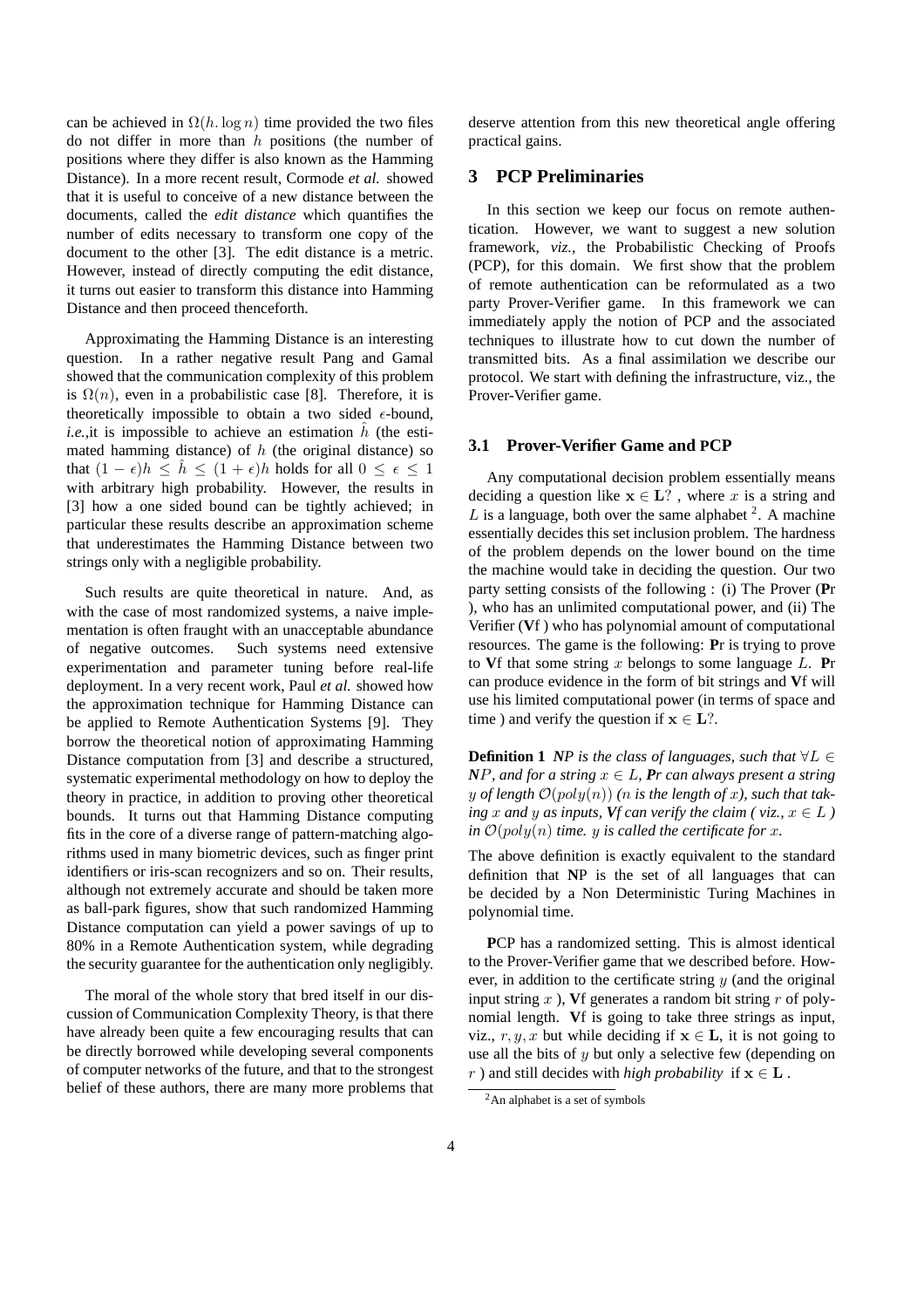can be achieved in $\Omega(h.\log n)$ time provided the two files do not differ in more than $h$ positions (the number of positions where they differ is also known as the Hamming Distance). In a more recent result, Cormode *et al.* showed that it is useful to conceive of a new distance between the documents, called the *edit distance* which quantifies the number of edits necessary to transform one copy of the document to the other [3]. The edit distance is a metric. However, instead of directly computing the edit distance, it turns out easier to transform this distance into Hamming Distance and then proceed thenceforth.

Approximating the Hamming Distance is an interesting question. In a rather negative result Pang and Gamal showed that the communication complexity of this problem is $\Omega(n)$, even in a probabilistic case [8]. Therefore, it is theoretically impossible to obtain a two sided $\epsilon$-bound, *i.e.*,it is impossible to achieve an estimation $\hat{h}$ (the estimated hamming distance) of $h$ (the original distance) so that $(1-\epsilon)h \leq \hat{h} \leq (1+\epsilon)h$ holds for all $0 \leq \epsilon \leq 1$ with arbitrary high probability. However, the results in [3] how a one sided bound can be tightly achieved; in particular these results describe an approximation scheme that underestimates the Hamming Distance between two strings only with a negligible probability.

Such results are quite theoretical in nature. And, as with the case of most randomized systems, a naive implementation is often fraught with an unacceptable abundance of negative outcomes. Such systems need extensive experimentation and parameter tuning before real-life deployment. In a very recent work, Paul *et al.* showed how the approximation technique for Hamming Distance can be applied to Remote Authentication Systems [9]. They borrow the theoretical notion of approximating Hamming Distance computation from [3] and describe a structured, systematic experimental methodology on how to deploy the theory in practice, in addition to proving other theoretical bounds. It turns out that Hamming Distance computing fits in the core of a diverse range of pattern-matching algorithms used in many biometric devices, such as finger print identifiers or iris-scan recognizers and so on. Their results, although not extremely accurate and should be taken more as ball-park figures, show that such randomized Hamming Distance computation can yield a power savings of up to 80% in a Remote Authentication system, while degrading the security guarantee for the authentication only negligibly.

The moral of the whole story that bred itself in our discussion of Communication Complexity Theory, is that there have already been quite a few encouraging results that can be directly borrowed while developing several components of computer networks of the future, and that to the strongest belief of these authors, there are many more problems that deserve attention from this new theoretical angle offering practical gains.

## 3 PCP Preliminaries

In this section we keep our focus on remote authentication. However, we want to suggest a new solution framework, *viz.*, the Probabilistic Checking of Proofs (PCP), for this domain. We first show that the problem of remote authentication can be reformulated as a two party Prover-Verifier game. In this framework we can immediately apply the notion of PCP and the associated techniques to illustrate how to cut down the number of transmitted bits. As a final assimilation we describe our protocol. We start with defining the infrastructure, viz., the Prover-Verifier game.

### 3.1 Prover-Verifier Game and PCP

Any computational decision problem essentially means deciding a question like $\mathbf{x} \in \mathbf{L}$? , where $x$ is a string and $L$ is a language, both over the same alphabet [2]. A machine essentially decides this set inclusion problem. The hardness of the problem depends on the lower bound on the time the machine would take in deciding the question. Our two party setting consists of the following : (i) The Prover (**P**r ), who has an unlimited computational power, and (ii) The Verifier (**V**f ) who has polynomial amount of computational resources. The game is the following: **P**r is trying to prove to **V**f that some string $x$ belongs to some language $L$. **P**r can produce evidence in the form of bit strings and **V**f will use his limited computational power (in terms of space and time ) and verify the question if $\mathbf{x} \in \mathbf{L}$?.

**Definition 1** *NP is the class of languages, such that $\forall L \in$ NP, and for a string $x \in L$, **P**r can always present a string $y$ of length $\mathcal{O}(poly(n))$ ($n$ is the length of $x$), such that taking $x$ and $y$ as inputs, **V**f can verify the claim ( viz., $x \in L$ ) in $\mathcal{O}(poly(n))$ time. $y$ is called the certificate for $x$.*

The above definition is exactly equivalent to the standard definition that **N**P is the set of all languages that can be decided by a Non Deterministic Turing Machines in polynomial time.

**P**CP has a randomized setting. This is almost identical to the Prover-Verifier game that we described before. However, in addition to the certificate string $y$ (and the original input string $x$ ), **V**f generates a random bit string $r$ of polynomial length. **V**f is going to take three strings as input, viz., $r, y, x$ but while deciding if $\mathbf{x} \in \mathbf{L}$, it is not going to use all the bits of $y$ but only a selective few (depending on $r$ ) and still decides with *high probability* if $\mathbf{x} \in \mathbf{L}$ .

[2] An alphabet is a set of symbols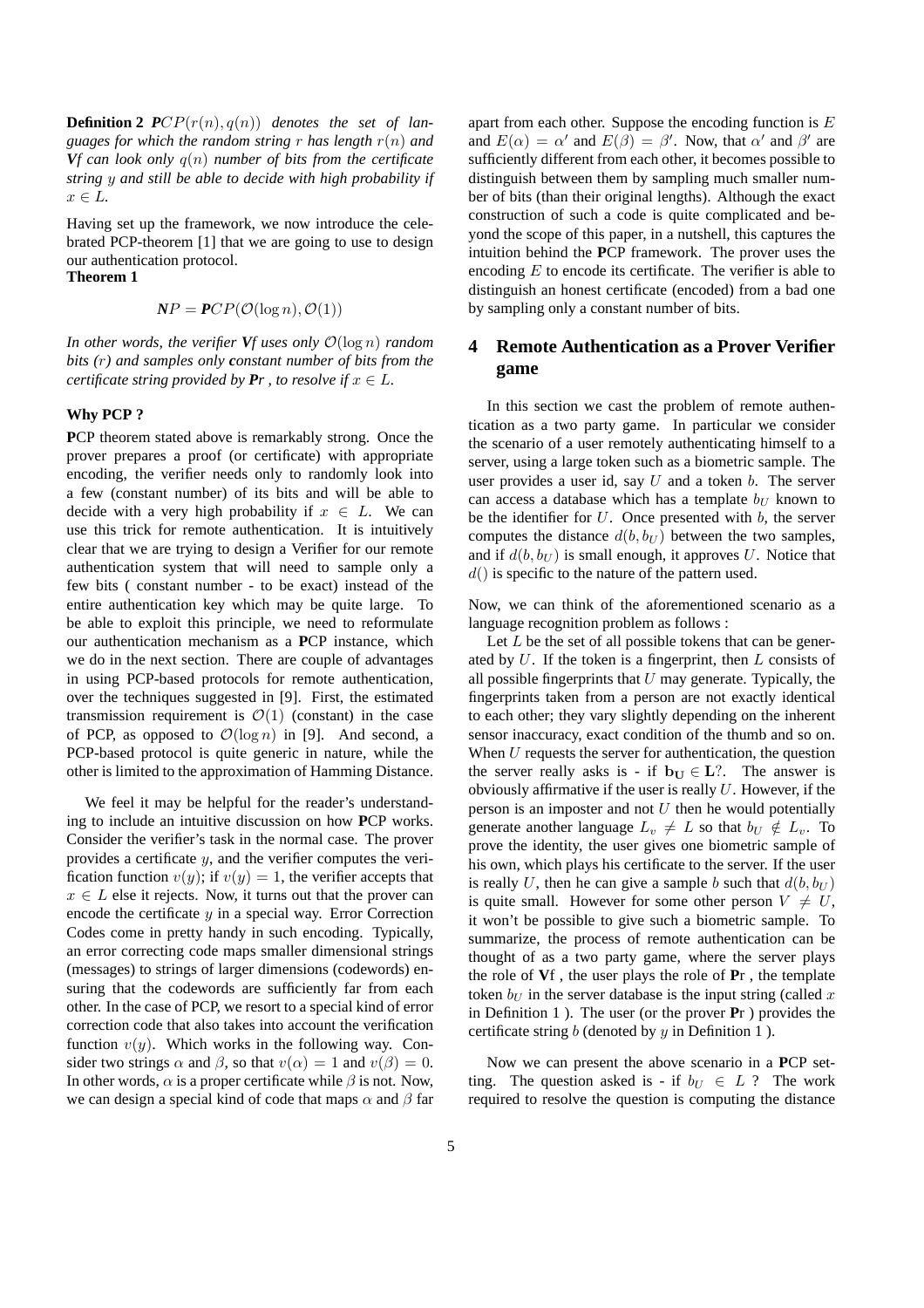**Definition 2** *$\boldsymbol{P}CP(r(n), q(n))$ denotes the set of languages for which the random string $r$ has length $r(n)$ and* ***Vf*** *can look only $q(n)$ number of bits from the certificate string $y$ and still be able to decide with high probability if $x \in L$.*

Having set up the framework, we now introduce the celebrated PCP-theorem [1] that we are going to use to design our authentication protocol.

**Theorem 1**

$$\boldsymbol{N}P = \boldsymbol{P}CP(\mathcal{O}(\log n), \mathcal{O}(1))$$

*In other words, the verifier* ***Vf*** *uses only $\mathcal{O}(\log n)$ random bits ($r$) and samples only* ***c****onstant number of bits from the certificate string provided by* ***Pr*** *, to resolve if $x \in L$.*

**Why PCP ?**

**P**CP theorem stated above is remarkably strong. Once the prover prepares a proof (or certificate) with appropriate encoding, the verifier needs only to randomly look into a few (constant number) of its bits and will be able to decide with a very high probability if $x \in L$. We can use this trick for remote authentication. It is intuitively clear that we are trying to design a Verifier for our remote authentication system that will need to sample only a few bits ( constant number - to be exact) instead of the entire authentication key which may be quite large. To be able to exploit this principle, we need to reformulate our authentication mechanism as a **P**CP instance, which we do in the next section. There are couple of advantages in using PCP-based protocols for remote authentication, over the techniques suggested in [9]. First, the estimated transmission requirement is $\mathcal{O}(1)$ (constant) in the case of PCP, as opposed to $\mathcal{O}(\log n)$ in [9]. And second, a PCP-based protocol is quite generic in nature, while the other is limited to the approximation of Hamming Distance.

We feel it may be helpful for the reader's understanding to include an intuitive discussion on how **P**CP works. Consider the verifier's task in the normal case. The prover provides a certificate $y$, and the verifier computes the verification function $v(y)$; if $v(y) = 1$, the verifier accepts that $x \in L$ else it rejects. Now, it turns out that the prover can encode the certificate $y$ in a special way. Error Correction Codes come in pretty handy in such encoding. Typically, an error correcting code maps smaller dimensional strings (messages) to strings of larger dimensions (codewords) ensuring that the codewords are sufficiently far from each other. In the case of PCP, we resort to a special kind of error correction code that also takes into account the verification function $v(y)$. Which works in the following way. Consider two strings $\alpha$ and $\beta$, so that $v(\alpha) = 1$ and $v(\beta) = 0$. In other words, $\alpha$ is a proper certificate while $\beta$ is not. Now, we can design a special kind of code that maps $\alpha$ and $\beta$ far apart from each other. Suppose the encoding function is $E$ and $E(\alpha) = \alpha'$ and $E(\beta) = \beta'$. Now, that $\alpha'$ and $\beta'$ are sufficiently different from each other, it becomes possible to distinguish between them by sampling much smaller number of bits (than their original lengths). Although the exact construction of such a code is quite complicated and beyond the scope of this paper, in a nutshell, this captures the intuition behind the **P**CP framework. The prover uses the encoding $E$ to encode its certificate. The verifier is able to distinguish an honest certificate (encoded) from a bad one by sampling only a constant number of bits.

## 4 Remote Authentication as a Prover Verifier game

In this section we cast the problem of remote authentication as a two party game. In particular we consider the scenario of a user remotely authenticating himself to a server, using a large token such as a biometric sample. The user provides a user id, say $U$ and a token $b$. The server can access a database which has a template $b_U$ known to be the identifier for $U$. Once presented with $b$, the server computes the distance $d(b, b_U)$ between the two samples, and if $d(b, b_U)$ is small enough, it approves $U$. Notice that $d()$ is specific to the nature of the pattern used.

Now, we can think of the aforementioned scenario as a language recognition problem as follows :

Let $L$ be the set of all possible tokens that can be generated by $U$. If the token is a fingerprint, then $L$ consists of all possible fingerprints that $U$ may generate. Typically, the fingerprints taken from a person are not exactly identical to each other; they vary slightly depending on the inherent sensor inaccuracy, exact condition of the thumb and so on. When $U$ requests the server for authentication, the question the server really asks is - if $\mathbf{b_U} \in \mathbf{L}$?. The answer is obviously affirmative if the user is really $U$. However, if the person is an imposter and not $U$ then he would potentially generate another language $L_v \neq L$ so that $b_U \notin L_v$. To prove the identity, the user gives one biometric sample of his own, which plays his certificate to the server. If the user is really $U$, then he can give a sample $b$ such that $d(b, b_U)$ is quite small. However for some other person $V \neq U$, it won't be possible to give such a biometric sample. To summarize, the process of remote authentication can be thought of as a two party game, where the server plays the role of **V**f , the user plays the role of **P**r , the template token $b_U$ in the server database is the input string (called $x$ in Definition 1 ). The user (or the prover **P**r ) provides the certificate string $b$ (denoted by $y$ in Definition 1 ).

Now we can present the above scenario in a **P**CP setting. The question asked is - if $b_U \in L$ ? The work required to resolve the question is computing the distance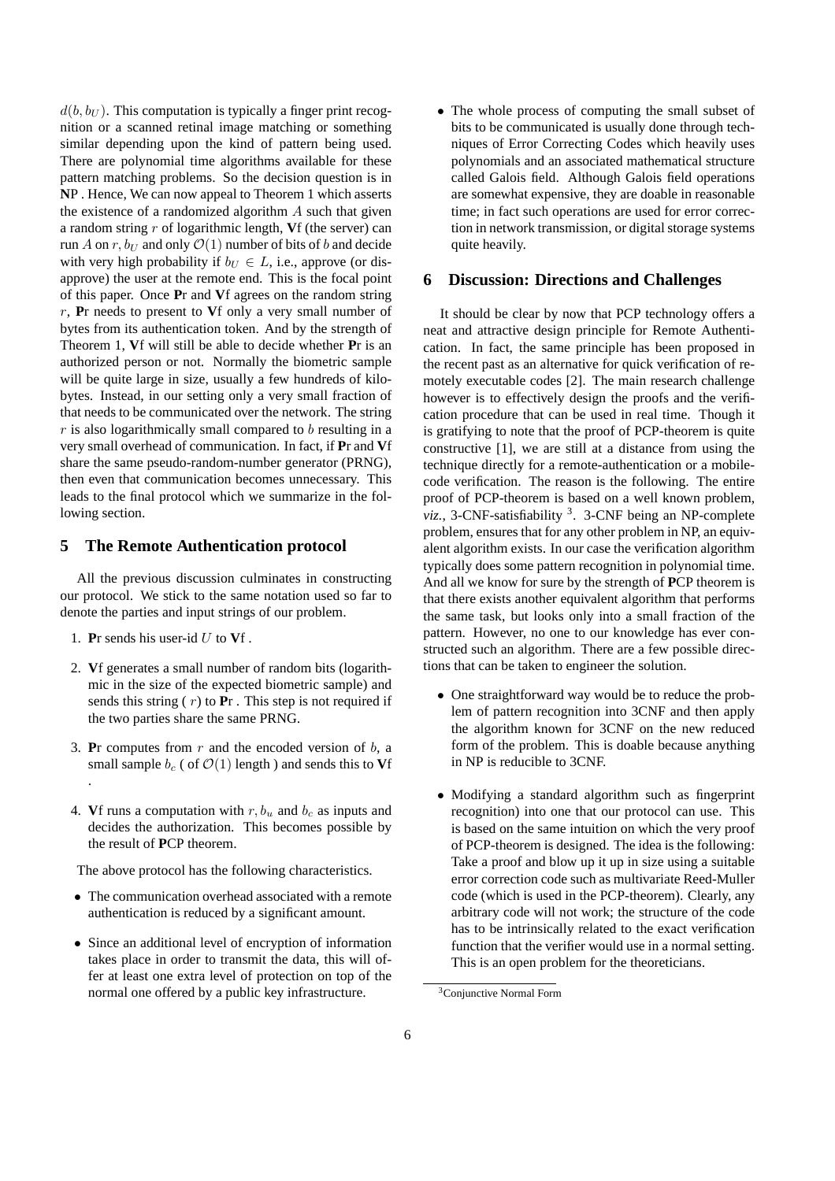$d(b, b_U)$. This computation is typically a finger print recognition or a scanned retinal image matching or something similar depending upon the kind of pattern being used. There are polynomial time algorithms available for these pattern matching problems. So the decision question is in **N**P . Hence, We can now appeal to Theorem 1 which asserts the existence of a randomized algorithm $A$ such that given a random string $r$ of logarithmic length, **V**f (the server) can run $A$ on $r, b_U$ and only $\mathcal{O}(1)$ number of bits of $b$ and decide with very high probability if $b_U \in L$, i.e., approve (or disapprove) the user at the remote end. This is the focal point of this paper. Once **P**r and **V**f agrees on the random string $r$, **P**r needs to present to **V**f only a very small number of bytes from its authentication token. And by the strength of Theorem 1, **V**f will still be able to decide whether **P**r is an authorized person or not. Normally the biometric sample will be quite large in size, usually a few hundreds of kilobytes. Instead, in our setting only a very small fraction of that needs to be communicated over the network. The string $r$ is also logarithmically small compared to $b$ resulting in a very small overhead of communication. In fact, if **P**r and **V**f share the same pseudo-random-number generator (PRNG), then even that communication becomes unnecessary. This leads to the final protocol which we summarize in the following section.

## 5 The Remote Authentication protocol

All the previous discussion culminates in constructing our protocol. We stick to the same notation used so far to denote the parties and input strings of our problem.

1. **P**r sends his user-id $U$ to **V**f .

2. **V**f generates a small number of random bits (logarithmic in the size of the expected biometric sample) and sends this string ( $r$) to **P**r . This step is not required if the two parties share the same PRNG.

3. **P**r computes from $r$ and the encoded version of $b$, a small sample $b_c$ ( of $\mathcal{O}(1)$ length ) and sends this to **V**f .

4. **V**f runs a computation with $r, b_u$ and $b_c$ as inputs and decides the authorization. This becomes possible by the result of **P**CP theorem.

The above protocol has the following characteristics.

- The communication overhead associated with a remote authentication is reduced by a significant amount.

- Since an additional level of encryption of information takes place in order to transmit the data, this will offer at least one extra level of protection on top of the normal one offered by a public key infrastructure.

- The whole process of computing the small subset of bits to be communicated is usually done through techniques of Error Correcting Codes which heavily uses polynomials and an associated mathematical structure called Galois field. Although Galois field operations are somewhat expensive, they are doable in reasonable time; in fact such operations are used for error correction in network transmission, or digital storage systems quite heavily.

## 6 Discussion: Directions and Challenges

It should be clear by now that PCP technology offers a neat and attractive design principle for Remote Authentication. In fact, the same principle has been proposed in the recent past as an alternative for quick verification of remotely executable codes [2]. The main research challenge however is to effectively design the proofs and the verification procedure that can be used in real time. Though it is gratifying to note that the proof of PCP-theorem is quite constructive [1], we are still at a distance from using the technique directly for a remote-authentication or a mobile-code verification. The reason is the following. The entire proof of PCP-theorem is based on a well known problem, *viz.*, 3-CNF-satisfiability [3]. 3-CNF being an NP-complete problem, ensures that for any other problem in NP, an equivalent algorithm exists. In our case the verification algorithm typically does some pattern recognition in polynomial time. And all we know for sure by the strength of **P**CP theorem is that there exists another equivalent algorithm that performs the same task, but looks only into a small fraction of the pattern. However, no one to our knowledge has ever constructed such an algorithm. There are a few possible directions that can be taken to engineer the solution.

- One straightforward way would be to reduce the problem of pattern recognition into 3CNF and then apply the algorithm known for 3CNF on the new reduced form of the problem. This is doable because anything in NP is reducible to 3CNF.

- Modifying a standard algorithm such as fingerprint recognition) into one that our protocol can use. This is based on the same intuition on which the very proof of PCP-theorem is designed. The idea is the following: Take a proof and blow up it up in size using a suitable error correction code such as multivariate Reed-Muller code (which is used in the PCP-theorem). Clearly, any arbitrary code will not work; the structure of the code has to be intrinsically related to the exact verification function that the verifier would use in a normal setting. This is an open problem for the theoreticians.

[3] Conjunctive Normal Form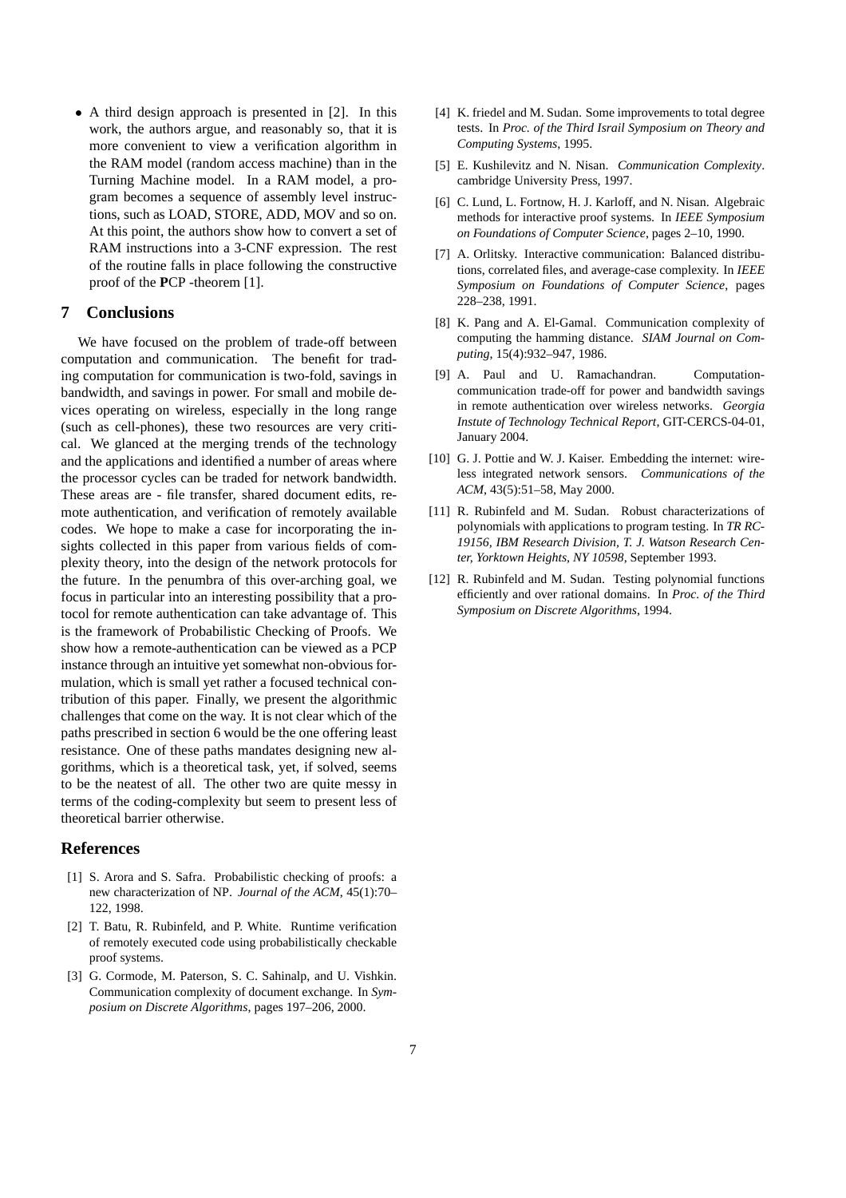- A third design approach is presented in [2]. In this work, the authors argue, and reasonably so, that it is more convenient to view a verification algorithm in the RAM model (random access machine) than in the Turning Machine model. In a RAM model, a program becomes a sequence of assembly level instructions, such as LOAD, STORE, ADD, MOV and so on. At this point, the authors show how to convert a set of RAM instructions into a 3-CNF expression. The rest of the routine falls in place following the constructive proof of the **P**CP -theorem [1].

## 7 Conclusions

We have focused on the problem of trade-off between computation and communication. The benefit for trading computation for communication is two-fold, savings in bandwidth, and savings in power. For small and mobile devices operating on wireless, especially in the long range (such as cell-phones), these two resources are very critical. We glanced at the merging trends of the technology and the applications and identified a number of areas where the processor cycles can be traded for network bandwidth. These areas are - file transfer, shared document edits, remote authentication, and verification of remotely available codes. We hope to make a case for incorporating the insights collected in this paper from various fields of complexity theory, into the design of the network protocols for the future. In the penumbra of this over-arching goal, we focus in particular into an interesting possibility that a protocol for remote authentication can take advantage of. This is the framework of Probabilistic Checking of Proofs. We show how a remote-authentication can be viewed as a PCP instance through an intuitive yet somewhat non-obvious formulation, which is small yet rather a focused technical contribution of this paper. Finally, we present the algorithmic challenges that come on the way. It is not clear which of the paths prescribed in section 6 would be the one offering least resistance. One of these paths mandates designing new algorithms, which is a theoretical task, yet, if solved, seems to be the neatest of all. The other two are quite messy in terms of the coding-complexity but seem to present less of theoretical barrier otherwise.

## References

[1] S. Arora and S. Safra. Probabilistic checking of proofs: a new characterization of NP. *Journal of the ACM*, 45(1):70–122, 1998.

[2] T. Batu, R. Rubinfeld, and P. White. Runtime verification of remotely executed code using probabilistically checkable proof systems.

[3] G. Cormode, M. Paterson, S. C. Sahinalp, and U. Vishkin. Communication complexity of document exchange. In *Symposium on Discrete Algorithms*, pages 197–206, 2000.

[4] K. friedel and M. Sudan. Some improvements to total degree tests. In *Proc. of the Third Israil Symposium on Theory and Computing Systems*, 1995.

[5] E. Kushilevitz and N. Nisan. *Communication Complexity*. cambridge University Press, 1997.

[6] C. Lund, L. Fortnow, H. J. Karloff, and N. Nisan. Algebraic methods for interactive proof systems. In *IEEE Symposium on Foundations of Computer Science*, pages 2–10, 1990.

[7] A. Orlitsky. Interactive communication: Balanced distributions, correlated files, and average-case complexity. In *IEEE Symposium on Foundations of Computer Science*, pages 228–238, 1991.

[8] K. Pang and A. El-Gamal. Communication complexity of computing the hamming distance. *SIAM Journal on Computing*, 15(4):932–947, 1986.

[9] A. Paul and U. Ramachandran. Computation-communication trade-off for power and bandwidth savings in remote authentication over wireless networks. *Georgia Instute of Technology Technical Report*, GIT-CERCS-04-01, January 2004.

[10] G. J. Pottie and W. J. Kaiser. Embedding the internet: wireless integrated network sensors. *Communications of the ACM*, 43(5):51–58, May 2000.

[11] R. Rubinfeld and M. Sudan. Robust characterizations of polynomials with applications to program testing. In *TR RC-19156, IBM Research Division, T. J. Watson Research Center, Yorktown Heights, NY 10598*, September 1993.

[12] R. Rubinfeld and M. Sudan. Testing polynomial functions efficiently and over rational domains. In *Proc. of the Third Symposium on Discrete Algorithms*, 1994.